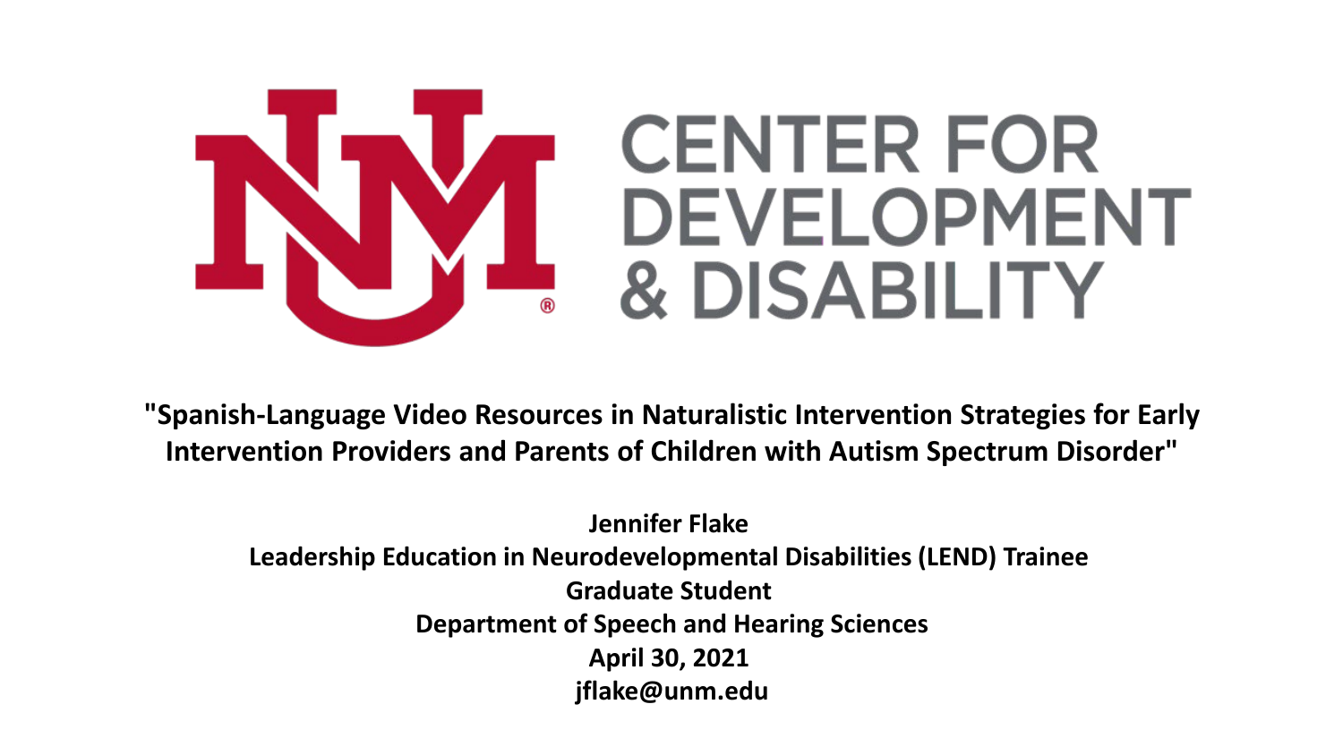# CENTER FOR DEVELOPMENT & DISABILITY

**"Spanish-Language Video Resources in Naturalistic Intervention Strategies for Early Intervention Providers and Parents of Children with Autism Spectrum Disorder"**

**Jennifer Flake**
**Leadership Education in Neurodevelopmental Disabilities (LEND) Trainee**
**Graduate Student**
**Department of Speech and Hearing Sciences**
**April 30, 2021**
**jflake@unm.edu**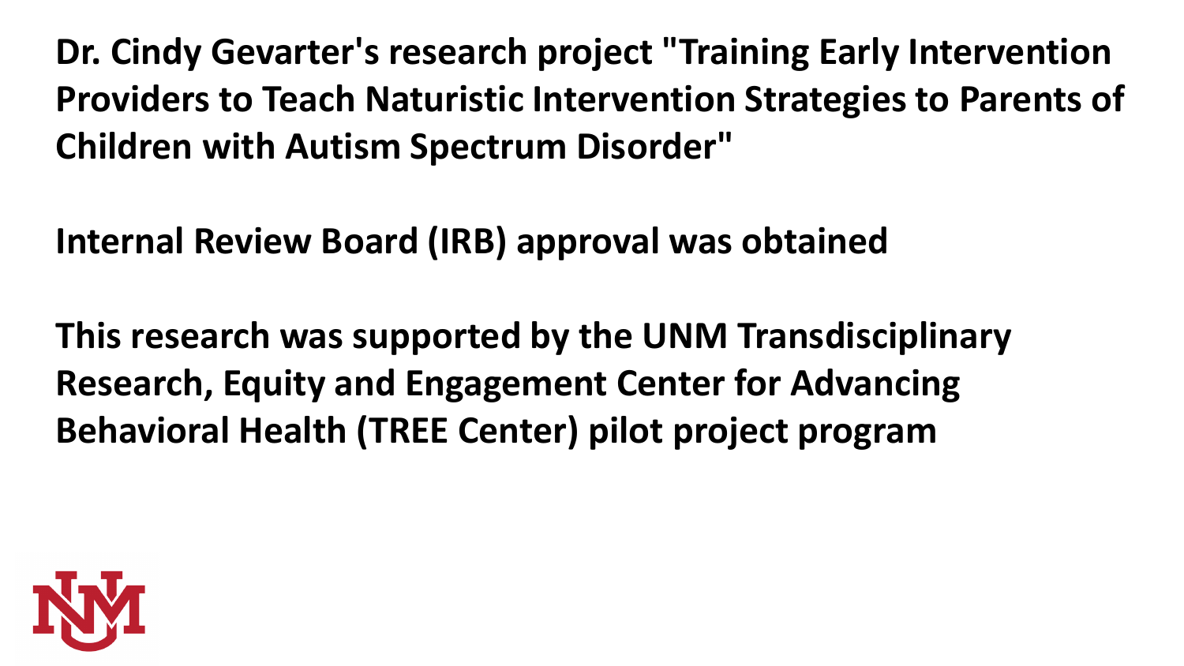**Dr. Cindy Gevarter's research project "Training Early Intervention Providers to Teach Naturistic Intervention Strategies to Parents of Children with Autism Spectrum Disorder"**

**Internal Review Board (IRB) approval was obtained**

**This research was supported by the UNM Transdisciplinary Research, Equity and Engagement Center for Advancing Behavioral Health (TREE Center) pilot project program**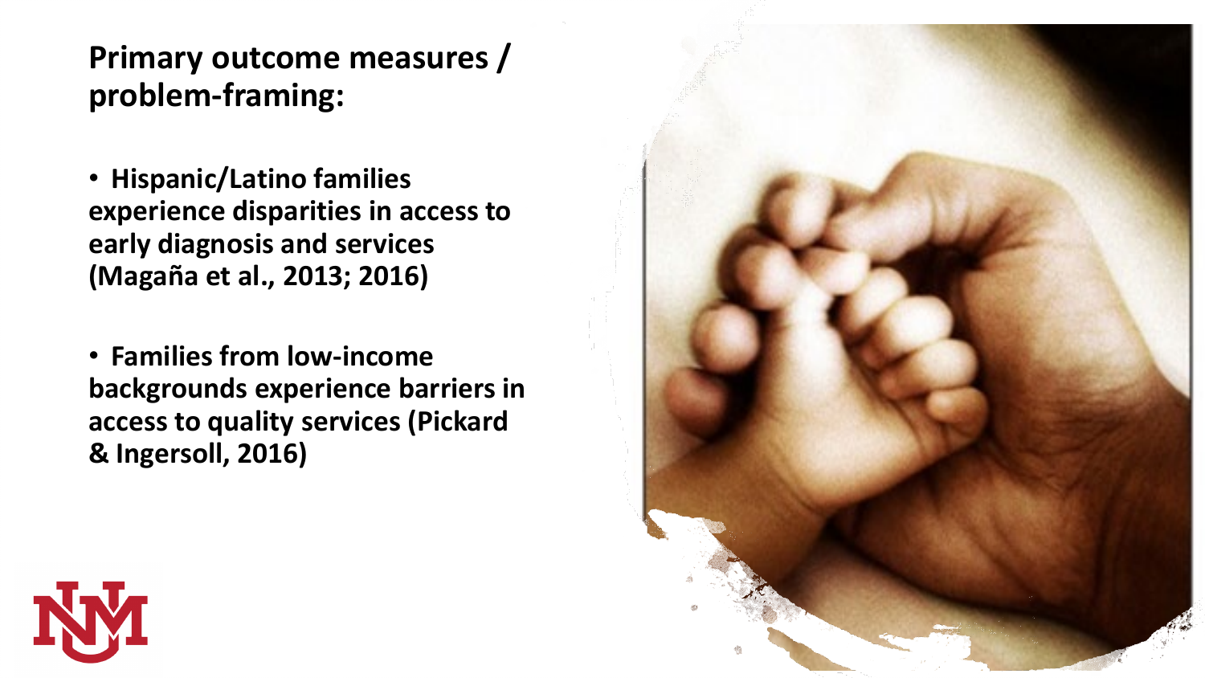## Primary outcome measures / problem-framing:

- **Hispanic/Latino families experience disparities in access to early diagnosis and services (Magaña et al., 2013; 2016)**

- **Families from low-income backgrounds experience barriers in access to quality services (Pickard & Ingersoll, 2016)**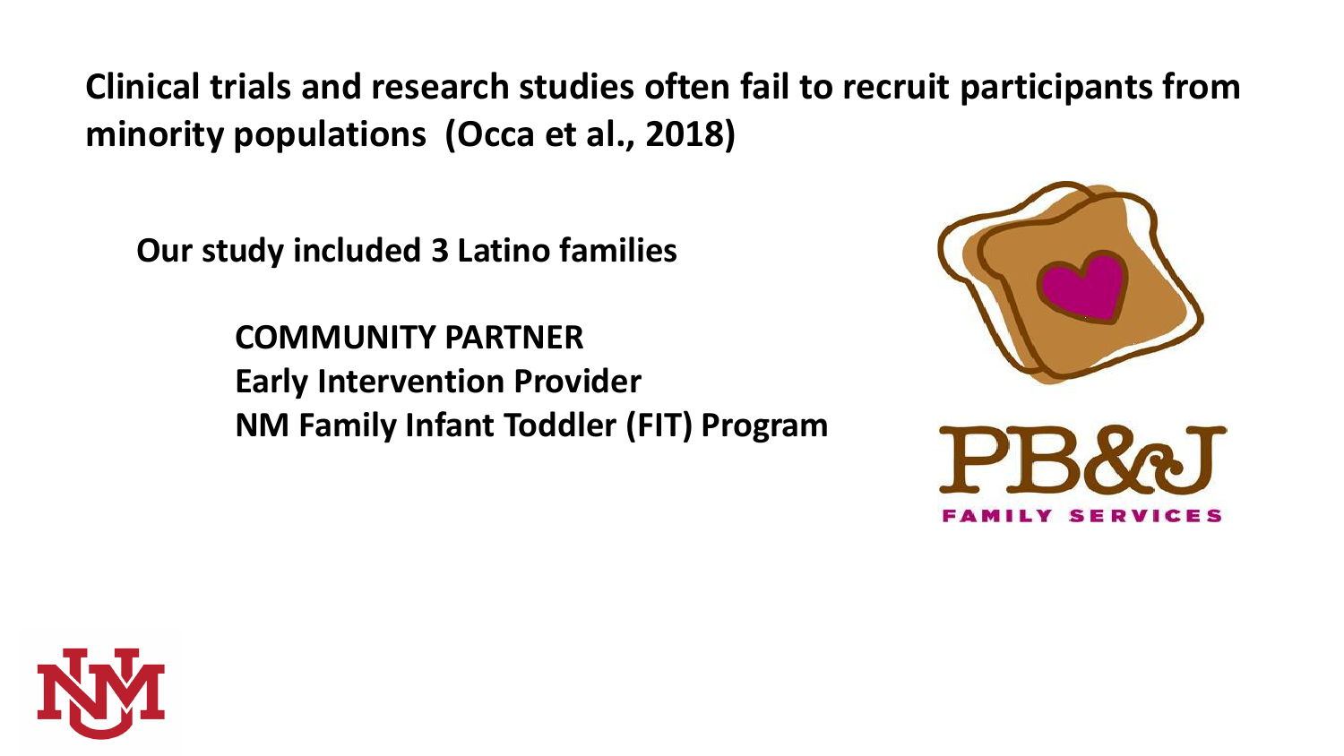**Clinical trials and research studies often fail to recruit participants from minority populations (Occa et al., 2018)**

**Our study included 3 Latino families**

**COMMUNITY PARTNER**
**Early Intervention Provider**
**NM Family Infant Toddler (FIT) Program**

PB&J
FAMILY SERVICES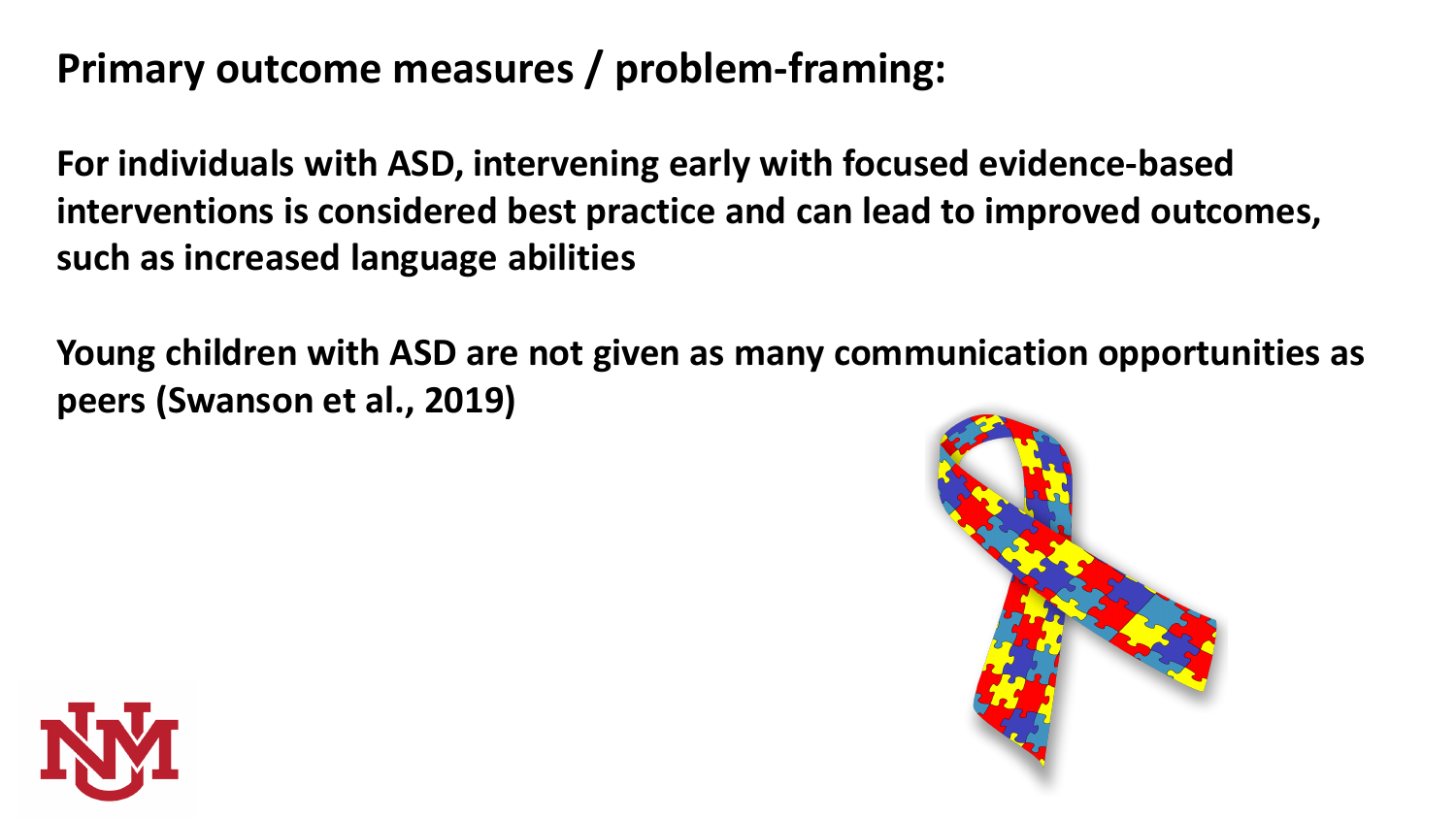## Primary outcome measures / problem-framing:

**For individuals with ASD, intervening early with focused evidence-based interventions is considered best practice and can lead to improved outcomes, such as increased language abilities**

**Young children with ASD are not given as many communication opportunities as peers (Swanson et al., 2019)**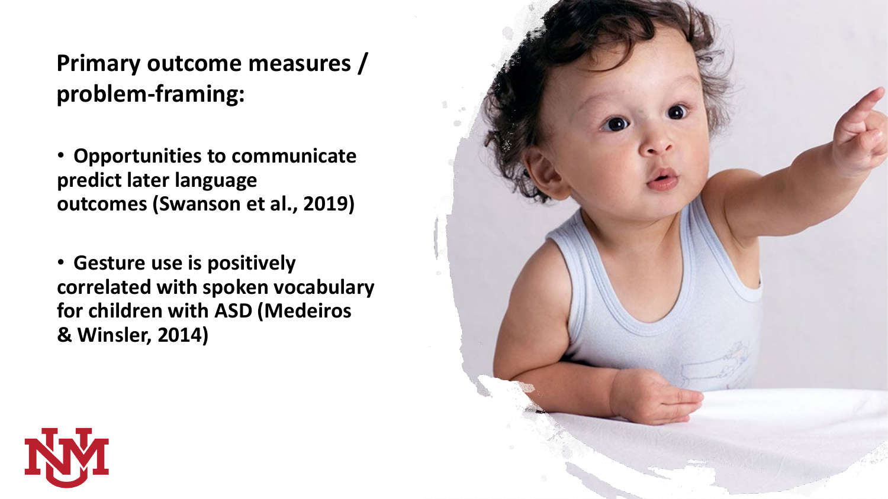## Primary outcome measures / problem-framing:

- Opportunities to communicate predict later language outcomes (Swanson et al., 2019)
- Gesture use is positively correlated with spoken vocabulary for children with ASD (Medeiros & Winsler, 2014)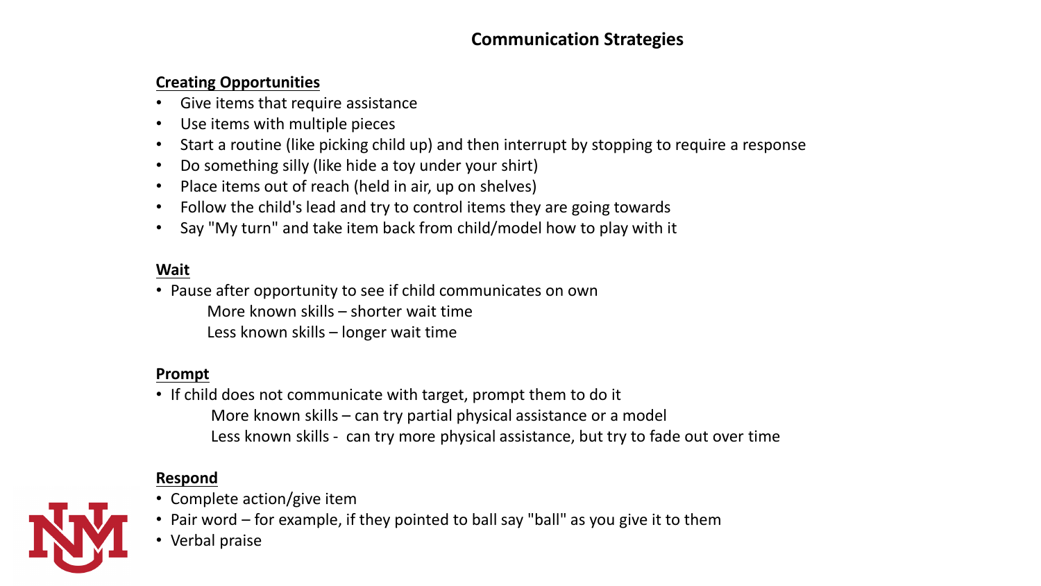# Communication Strategies

**Creating Opportunities**

- Give items that require assistance
- Use items with multiple pieces
- Start a routine (like picking child up) and then interrupt by stopping to require a response
- Do something silly (like hide a toy under your shirt)
- Place items out of reach (held in air, up on shelves)
- Follow the child's lead and try to control items they are going towards
- Say "My turn" and take item back from child/model how to play with it

**Wait**

- Pause after opportunity to see if child communicates on own
  - More known skills – shorter wait time
  - Less known skills – longer wait time

**Prompt**

- If child does not communicate with target, prompt them to do it
  - More known skills – can try partial physical assistance or a model
  - Less known skills - can try more physical assistance, but try to fade out over time

**Respond**

- Complete action/give item
- Pair word – for example, if they pointed to ball say "ball" as you give it to them
- Verbal praise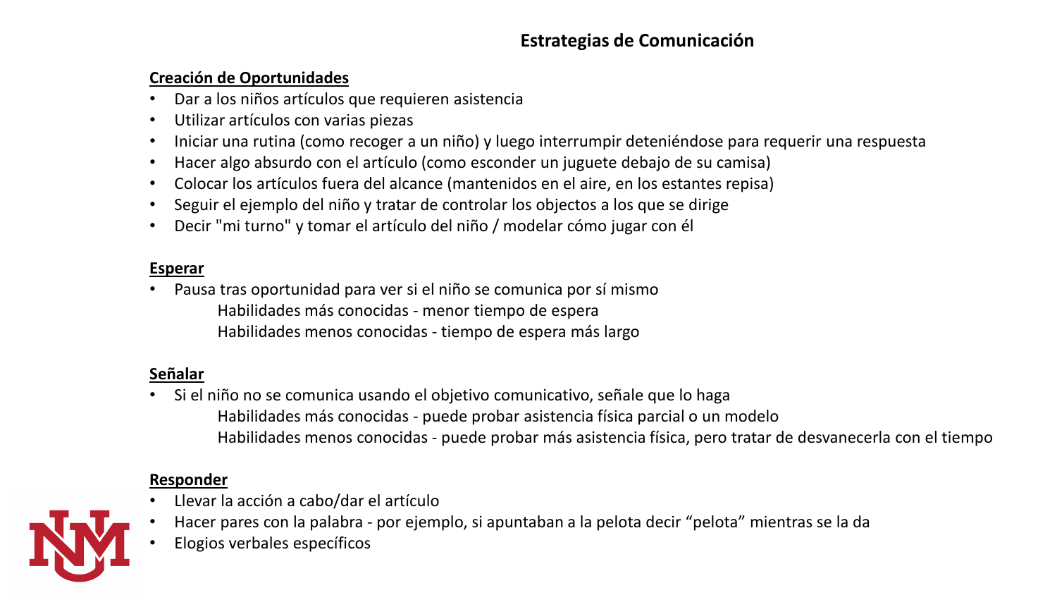# Estrategias de Comunicación

**Creación de Oportunidades**

- Dar a los niños artículos que requieren asistencia
- Utilizar artículos con varias piezas
- Iniciar una rutina (como recoger a un niño) y luego interrumpir deteniéndose para requerir una respuesta
- Hacer algo absurdo con el artículo (como esconder un juguete debajo de su camisa)
- Colocar los artículos fuera del alcance (mantenidos en el aire, en los estantes repisa)
- Seguir el ejemplo del niño y tratar de controlar los objectos a los que se dirige
- Decir "mi turno" y tomar el artículo del niño / modelar cómo jugar con él

**Esperar**

- Pausa tras oportunidad para ver si el niño se comunica por sí mismo
  - Habilidades más conocidas - menor tiempo de espera
  - Habilidades menos conocidas - tiempo de espera más largo

**Señalar**

- Si el niño no se comunica usando el objetivo comunicativo, señale que lo haga
  - Habilidades más conocidas - puede probar asistencia física parcial o un modelo
  - Habilidades menos conocidas - puede probar más asistencia física, pero tratar de desvanecerla con el tiempo

**Responder**

- Llevar la acción a cabo/dar el artículo
- Hacer pares con la palabra - por ejemplo, si apuntaban a la pelota decir "pelota" mientras se la da
- Elogios verbales específicos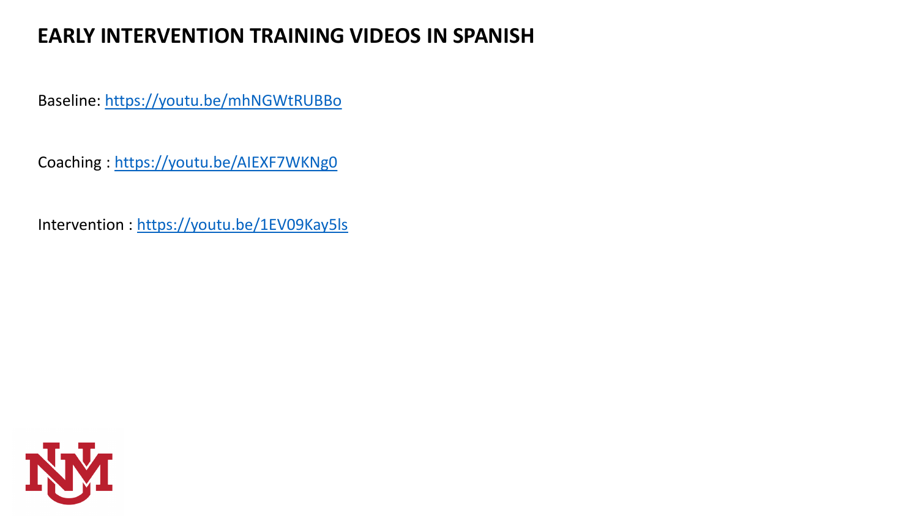# EARLY INTERVENTION TRAINING VIDEOS IN SPANISH

Baseline: https://youtu.be/mhNGWtRUBBo

Coaching : https://youtu.be/AIEXF7WKNg0

Intervention : https://youtu.be/1EV09Kay5ls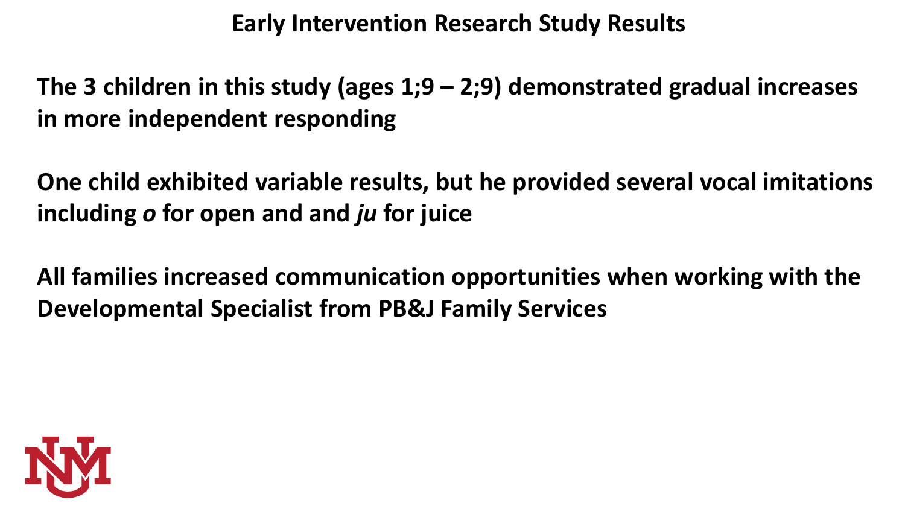# Early Intervention Research Study Results

**The 3 children in this study (ages 1;9 – 2;9) demonstrated gradual increases in more independent responding**

**One child exhibited variable results, but he provided several vocal imitations including *o* for open and and *ju* for juice**

**All families increased communication opportunities when working with the Developmental Specialist from PB&J Family Services**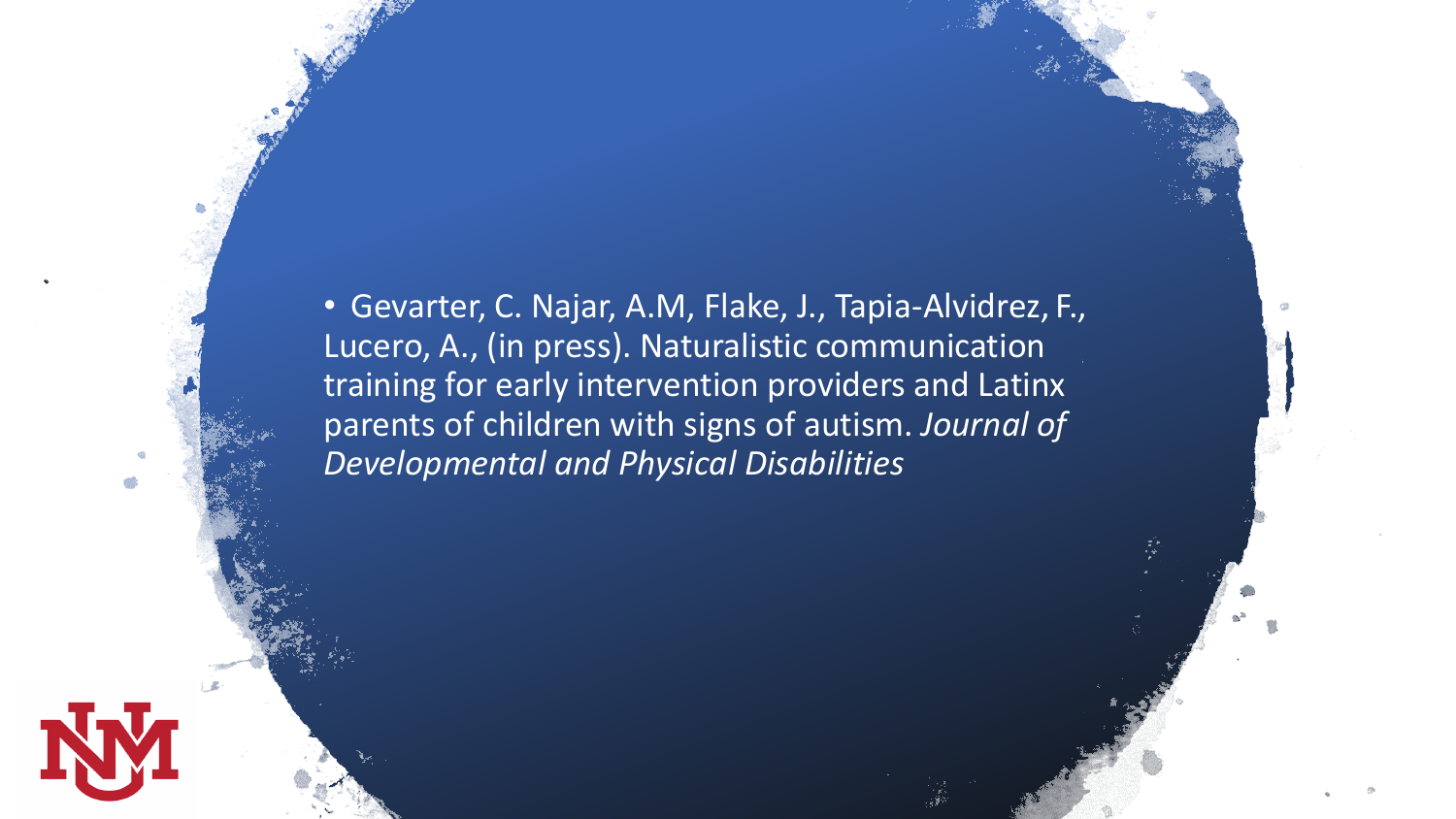- Gevarter, C. Najar, A.M, Flake, J., Tapia-Alvidrez, F., Lucero, A., (in press). Naturalistic communication training for early intervention providers and Latinx parents of children with signs of autism. *Journal of Developmental and Physical Disabilities*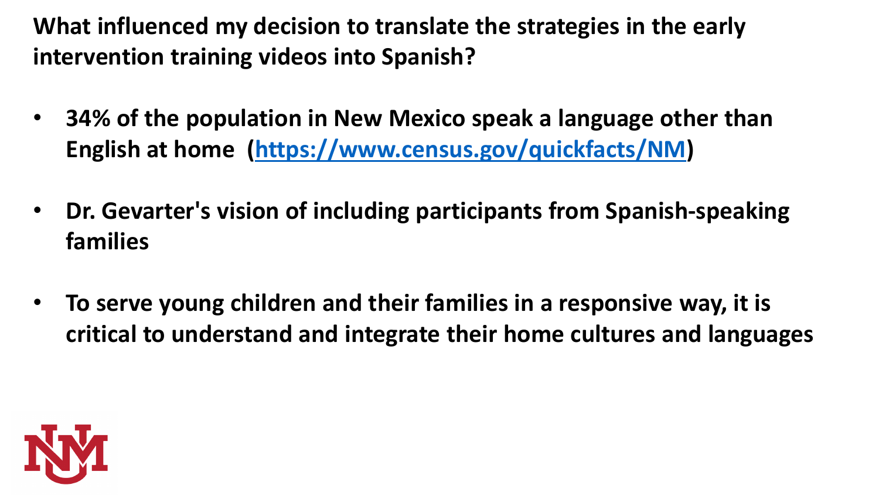## What influenced my decision to translate the strategies in the early intervention training videos into Spanish?

- **34% of the population in New Mexico speak a language other than English at home ([https://www.census.gov/quickfacts/NM](https://www.census.gov/quickfacts/NM))**
- **Dr. Gevarter's vision of including participants from Spanish-speaking families**
- **To serve young children and their families in a responsive way, it is critical to understand and integrate their home cultures and languages**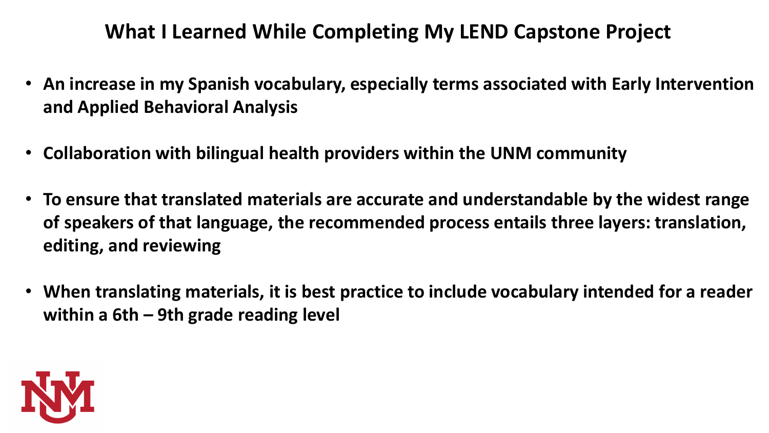# What I Learned While Completing My LEND Capstone Project

- **An increase in my Spanish vocabulary, especially terms associated with Early Intervention and Applied Behavioral Analysis**
- **Collaboration with bilingual health providers within the UNM community**
- **To ensure that translated materials are accurate and understandable by the widest range of speakers of that language, the recommended process entails three layers: translation, editing, and reviewing**
- **When translating materials, it is best practice to include vocabulary intended for a reader within a 6th – 9th grade reading level**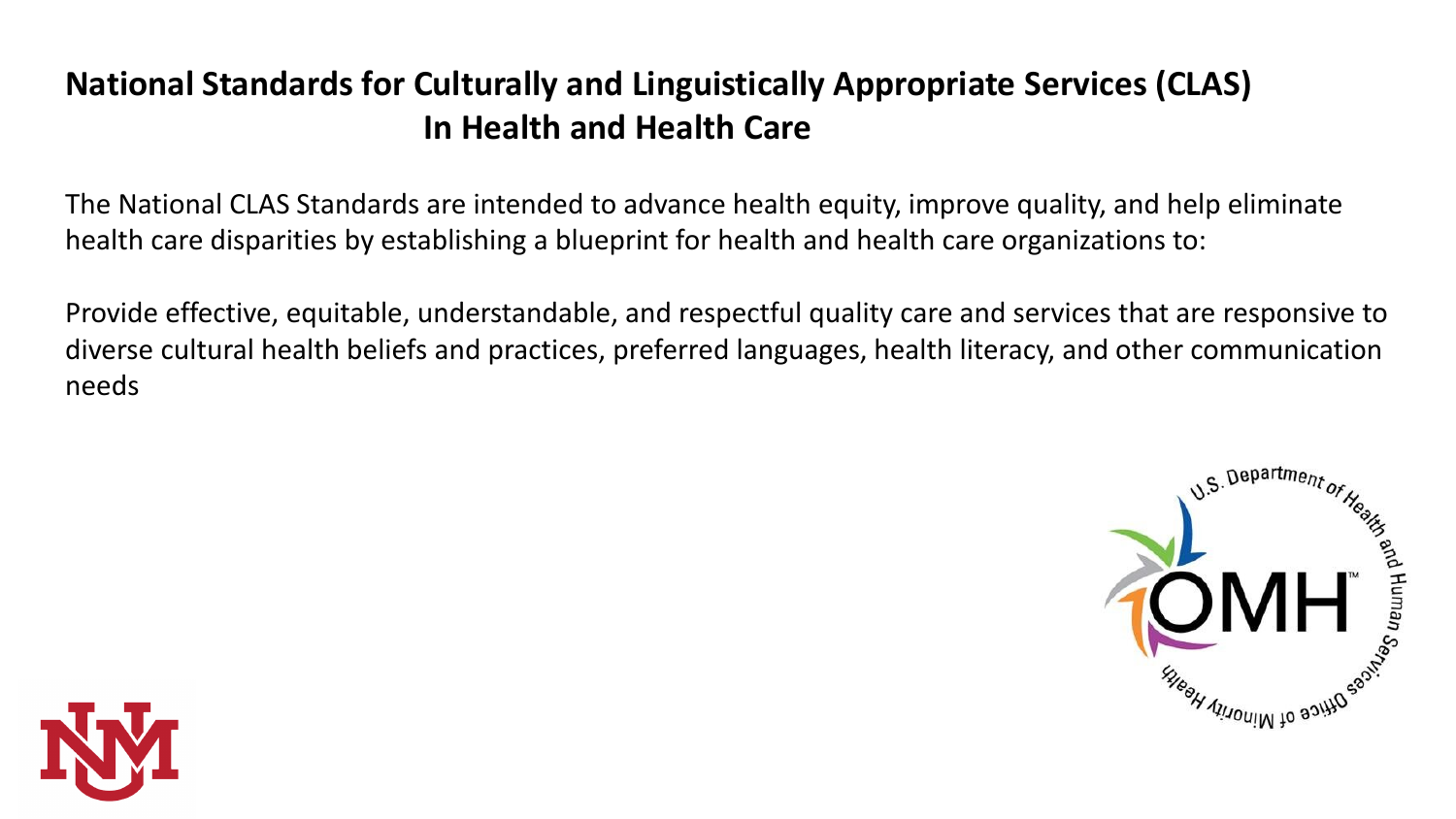## National Standards for Culturally and Linguistically Appropriate Services (CLAS) In Health and Health Care

The National CLAS Standards are intended to advance health equity, improve quality, and help eliminate health care disparities by establishing a blueprint for health and health care organizations to:

Provide effective, equitable, understandable, and respectful quality care and services that are responsive to diverse cultural health beliefs and practices, preferred languages, health literacy, and other communication needs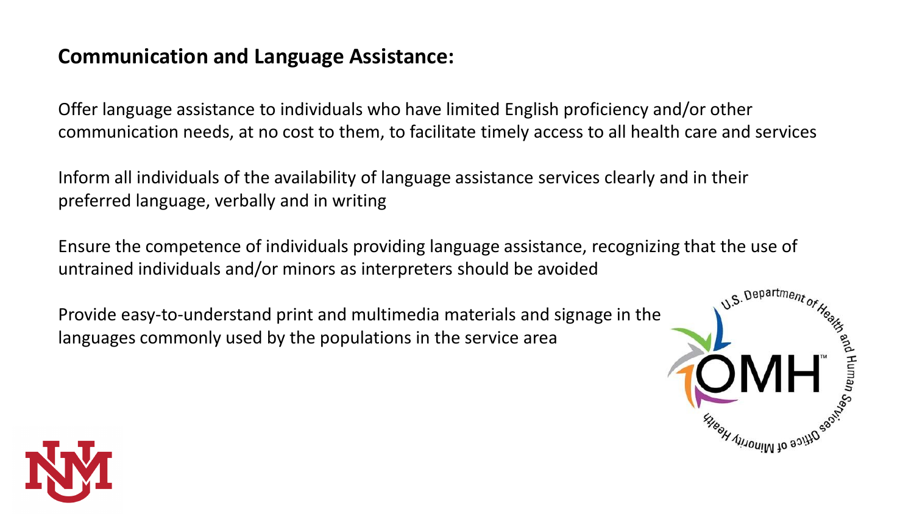## Communication and Language Assistance:

Offer language assistance to individuals who have limited English proficiency and/or other communication needs, at no cost to them, to facilitate timely access to all health care and services

Inform all individuals of the availability of language assistance services clearly and in their preferred language, verbally and in writing

Ensure the competence of individuals providing language assistance, recognizing that the use of untrained individuals and/or minors as interpreters should be avoided

Provide easy-to-understand print and multimedia materials and signage in the languages commonly used by the populations in the service area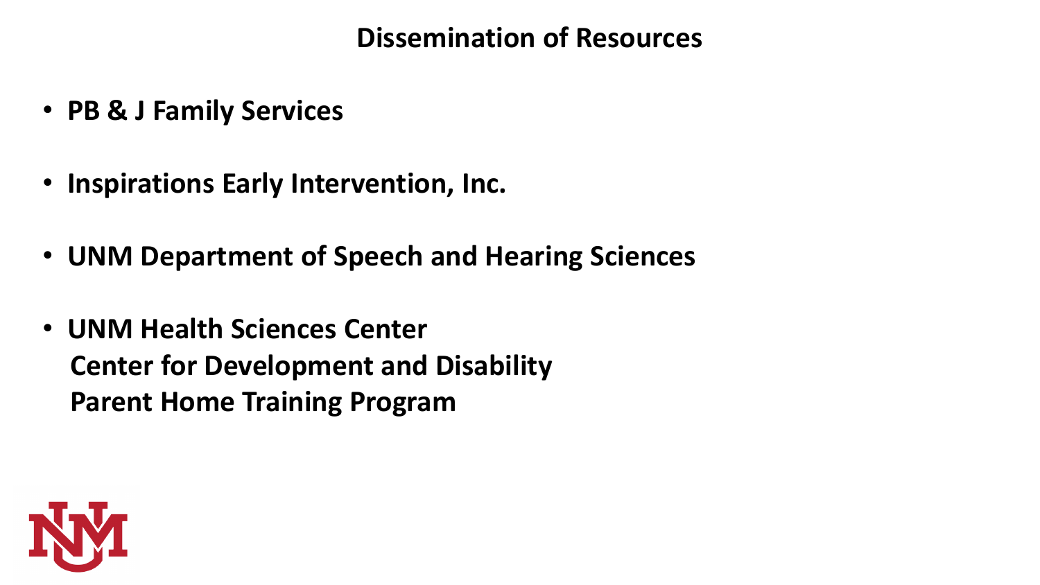# Dissemination of Resources

- **PB & J Family Services**
- **Inspirations Early Intervention, Inc.**
- **UNM Department of Speech and Hearing Sciences**
- **UNM Health Sciences Center**
  **Center for Development and Disability**
  **Parent Home Training Program**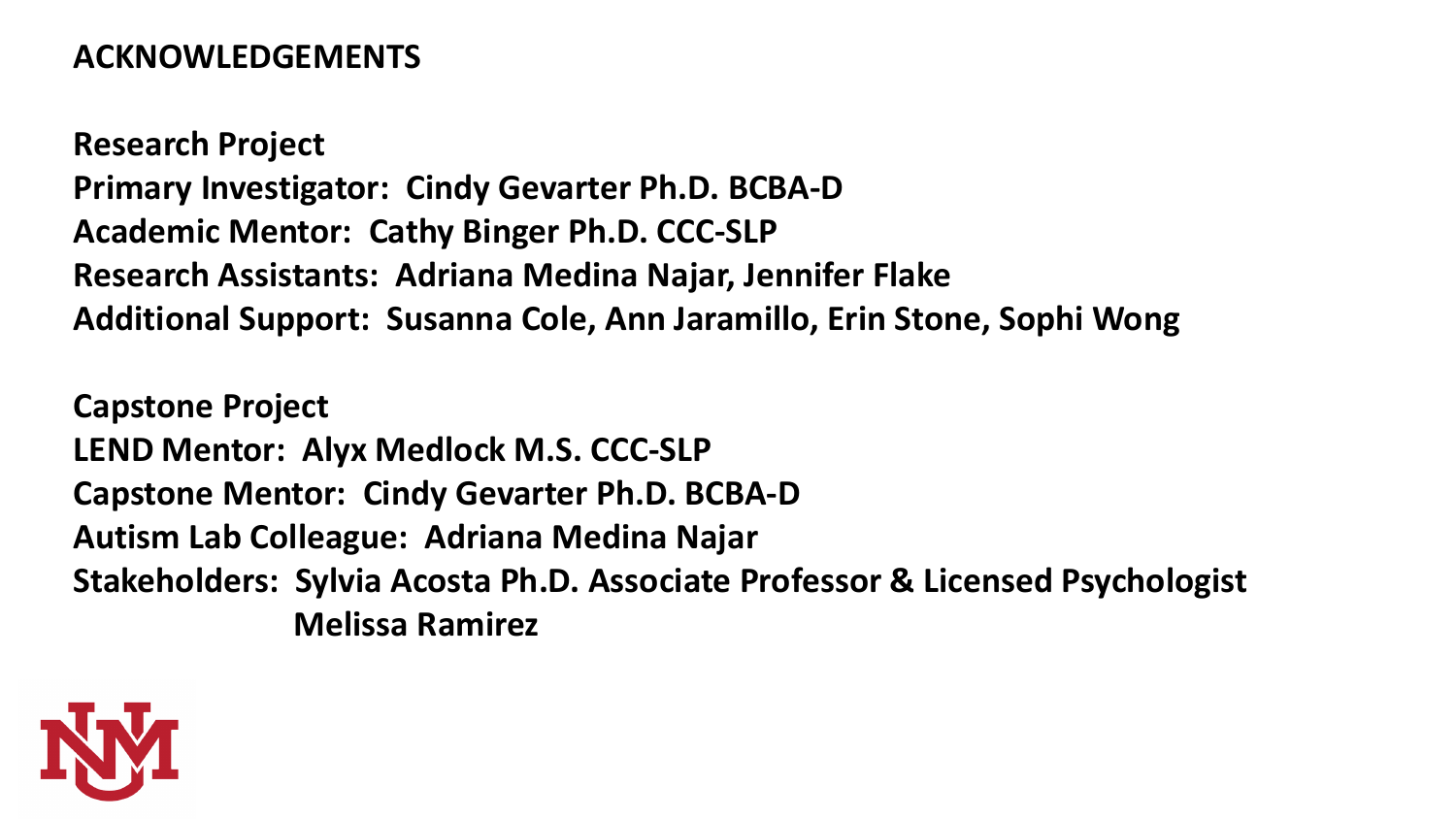## ACKNOWLEDGEMENTS

**Research Project**
**Primary Investigator: Cindy Gevarter Ph.D. BCBA-D**
**Academic Mentor: Cathy Binger Ph.D. CCC-SLP**
**Research Assistants: Adriana Medina Najar, Jennifer Flake**
**Additional Support: Susanna Cole, Ann Jaramillo, Erin Stone, Sophi Wong**

**Capstone Project**
**LEND Mentor: Alyx Medlock M.S. CCC-SLP**
**Capstone Mentor: Cindy Gevarter Ph.D. BCBA-D**
**Autism Lab Colleague: Adriana Medina Najar**
**Stakeholders: Sylvia Acosta Ph.D. Associate Professor & Licensed Psychologist**
**Melissa Ramirez**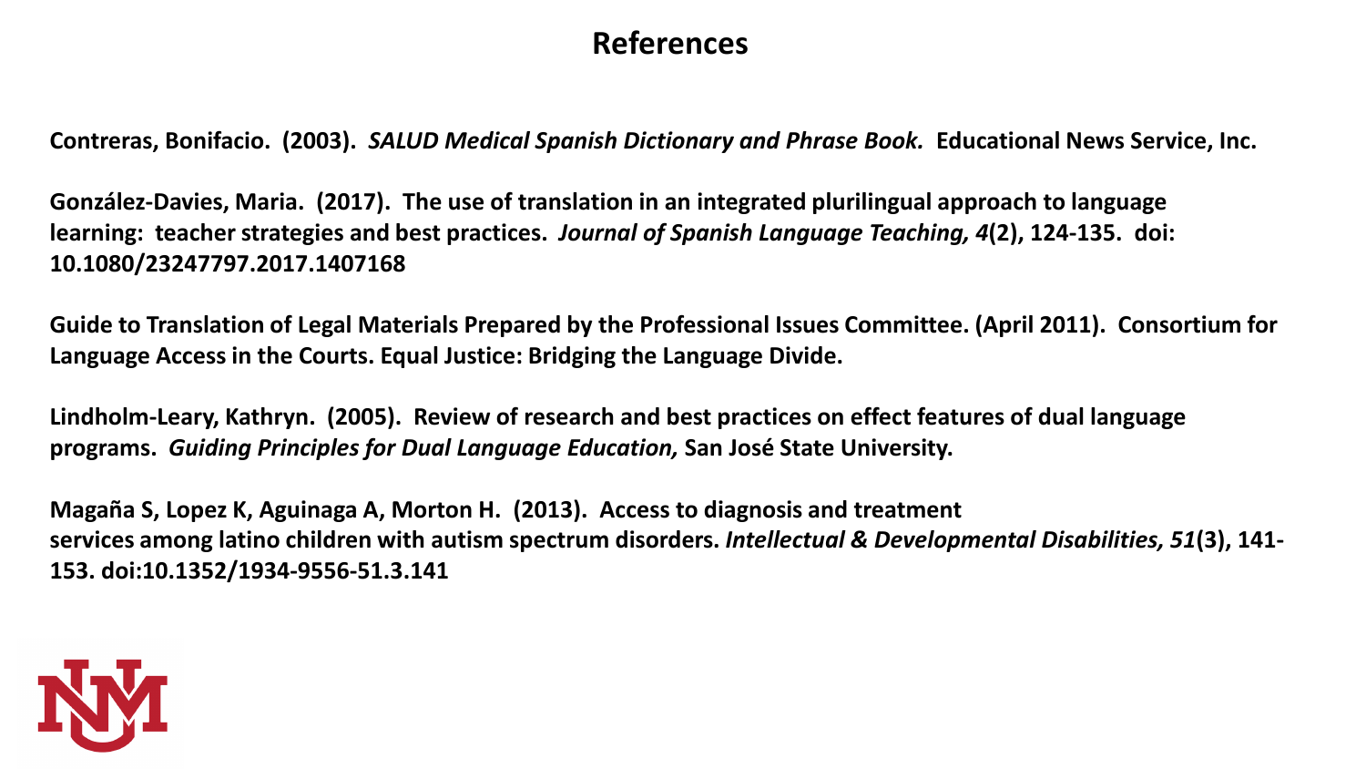# References

**Contreras, Bonifacio. (2003).** ***SALUD Medical Spanish Dictionary and Phrase Book.*** **Educational News Service, Inc.**

**González-Davies, Maria. (2017). The use of translation in an integrated plurilingual approach to language learning: teacher strategies and best practices.** ***Journal of Spanish Language Teaching, 4*****(2), 124-135. doi: 10.1080/23247797.2017.1407168**

**Guide to Translation of Legal Materials Prepared by the Professional Issues Committee. (April 2011). Consortium for Language Access in the Courts. Equal Justice: Bridging the Language Divide.**

**Lindholm-Leary, Kathryn. (2005). Review of research and best practices on effect features of dual language programs.** ***Guiding Principles for Dual Language Education,*** **San José State University.**

**Magaña S, Lopez K, Aguinaga A, Morton H. (2013). Access to diagnosis and treatment services among latino children with autism spectrum disorders.** ***Intellectual & Developmental Disabilities, 51*****(3), 141-153. doi:10.1352/1934-9556-51.3.141**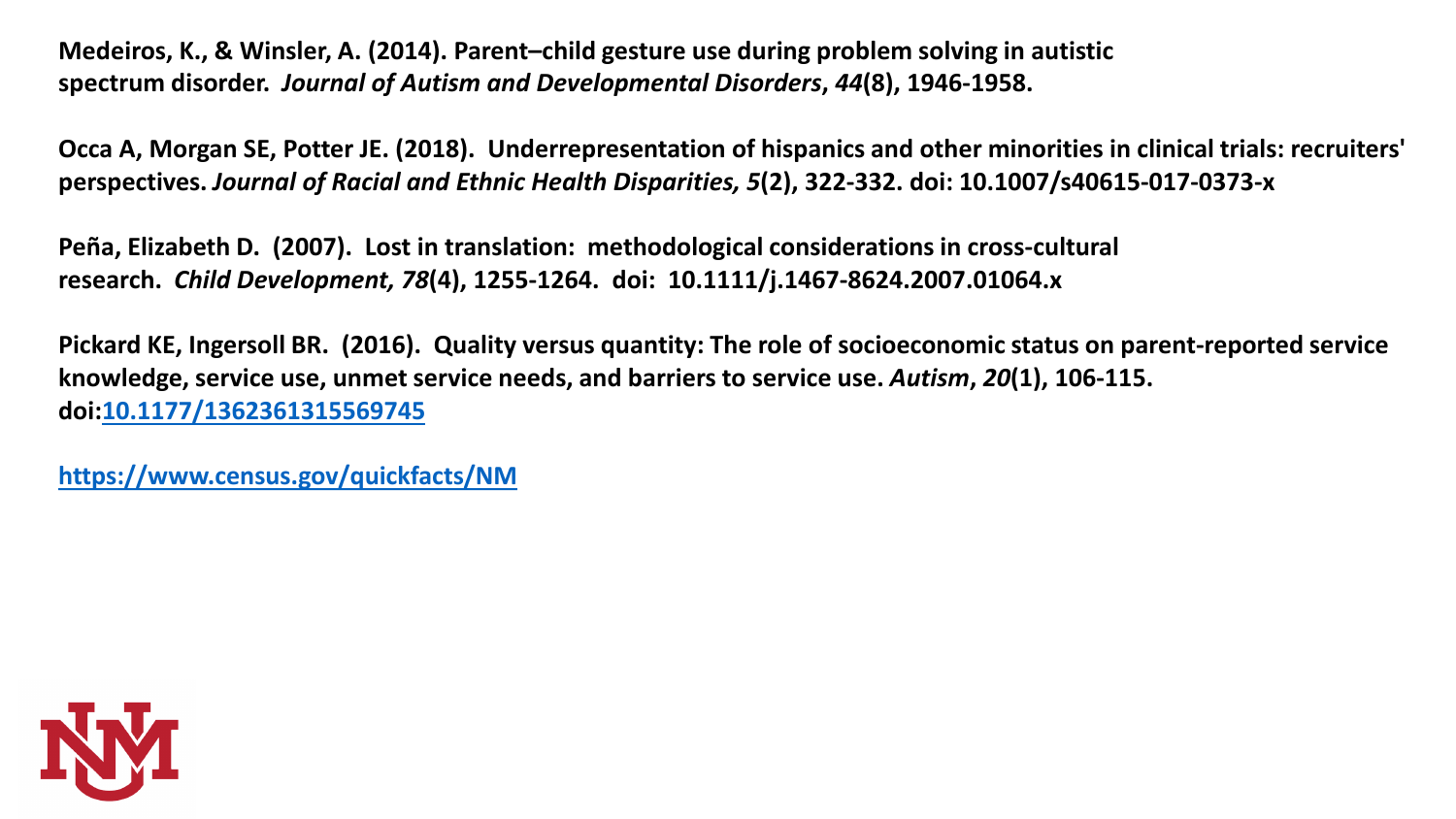**Medeiros, K., & Winsler, A. (2014). Parent–child gesture use during problem solving in autistic spectrum disorder.** ***Journal of Autism and Developmental Disorders*****,** ***44*****(8), 1946-1958.**

**Occa A, Morgan SE, Potter JE. (2018). Underrepresentation of hispanics and other minorities in clinical trials: recruiters' perspectives.** ***Journal of Racial and Ethnic Health Disparities, 5*****(2), 322-332. doi: 10.1007/s40615-017-0373-x**

**Peña, Elizabeth D. (2007). Lost in translation: methodological considerations in cross-cultural research.** ***Child Development, 78*****(4), 1255-1264. doi: 10.1111/j.1467-8624.2007.01064.x**

**Pickard KE, Ingersoll BR. (2016). Quality versus quantity: The role of socioeconomic status on parent-reported service knowledge, service use, unmet service needs, and barriers to service use.** ***Autism*****,** ***20*****(1), 106-115. doi:[10.1177/1362361315569745](https://doi.org/10.1177/1362361315569745)**

**<https://www.census.gov/quickfacts/NM>**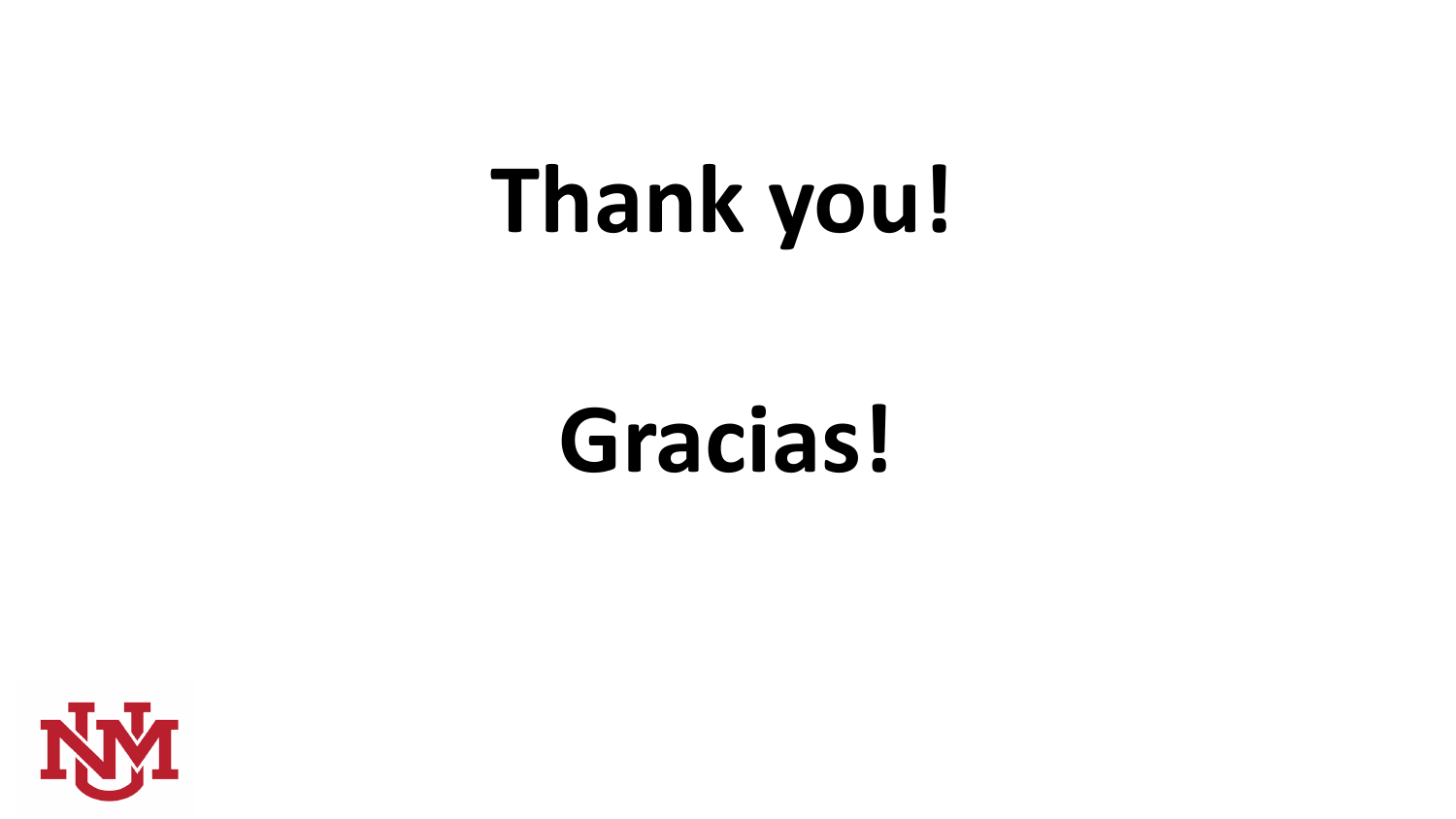# Thank you!

# Gracias!